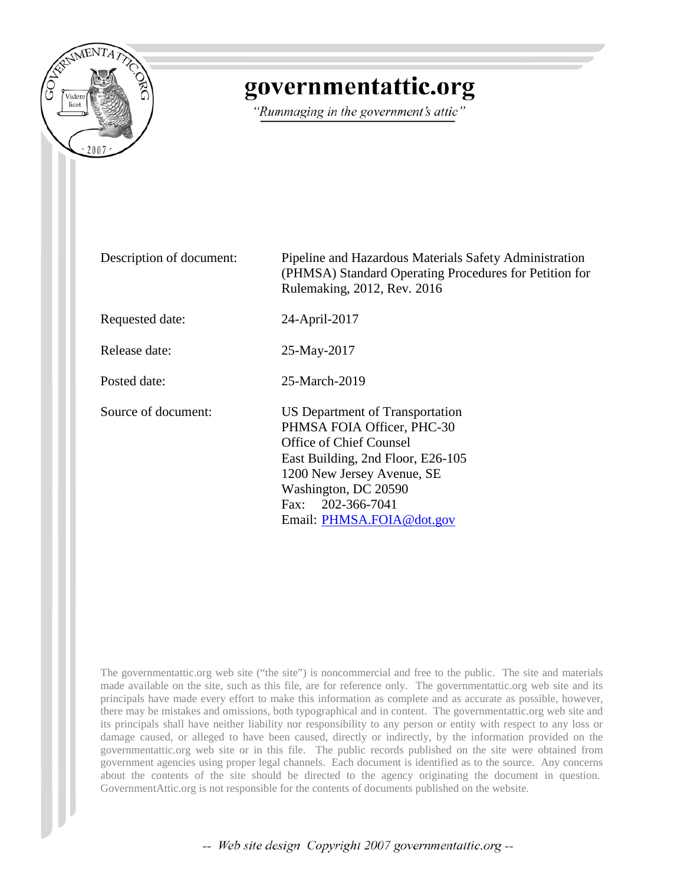# governmentattic.org

*"Rummaging in the government's attic"*

| | |
|---|---|
| Description of document: | Pipeline and Hazardous Materials Safety Administration (PHMSA) Standard Operating Procedures for Petition for Rulemaking, 2012, Rev. 2016 |
| Requested date: | 24-April-2017 |
| Release date: | 25-May-2017 |
| Posted date: | 25-March-2019 |
| Source of document: | US Department of Transportation<br>PHMSA FOIA Officer, PHC-30<br>Office of Chief Counsel<br>East Building, 2nd Floor, E26-105<br>1200 New Jersey Avenue, SE<br>Washington, DC 20590<br>Fax: 202-366-7041<br>Email: PHMSA.FOIA@dot.gov |

The governmentattic.org web site ("the site") is noncommercial and free to the public. The site and materials made available on the site, such as this file, are for reference only. The governmentattic.org web site and its principals have made every effort to make this information as complete and as accurate as possible, however, there may be mistakes and omissions, both typographical and in content. The governmentattic.org web site and its principals shall have neither liability nor responsibility to any person or entity with respect to any loss or damage caused, or alleged to have been caused, directly or indirectly, by the information provided on the governmentattic.org web site or in this file. The public records published on the site were obtained from government agencies using proper legal channels. Each document is identified as to the source. Any concerns about the contents of the site should be directed to the agency originating the document in question. GovernmentAttic.org is not responsible for the contents of documents published on the website.

*-- Web site design Copyright 2007 governmentattic.org --*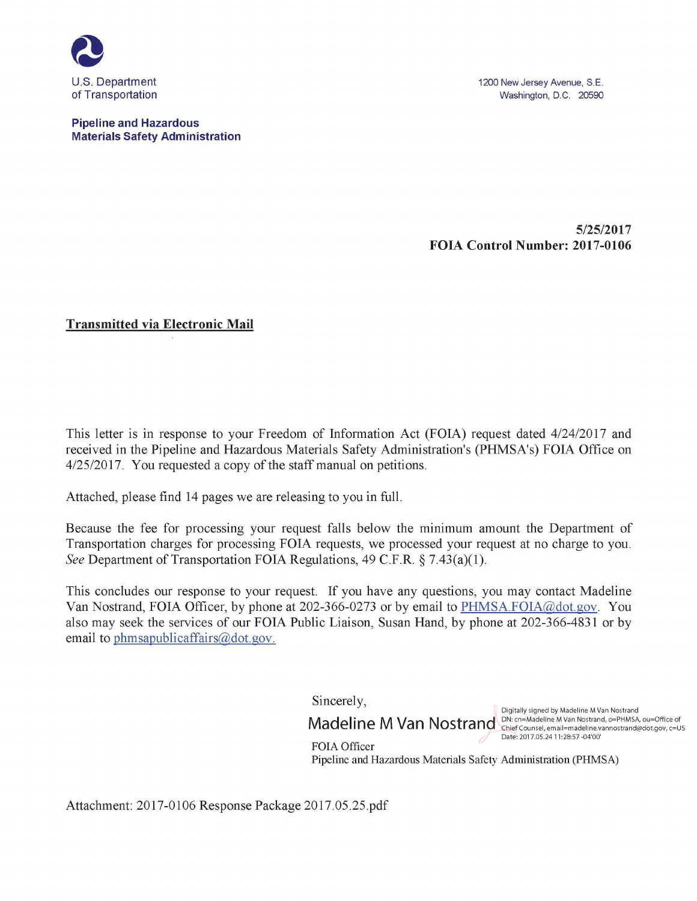U.S. Department of Transportation

1200 New Jersey Avenue, S.E.
Washington, D.C. 20590

**Pipeline and Hazardous Materials Safety Administration**

**5/25/2017**
**FOIA Control Number: 2017-0106**

**Transmitted via Electronic Mail**

This letter is in response to your Freedom of Information Act (FOIA) request dated 4/24/2017 and received in the Pipeline and Hazardous Materials Safety Administration's (PHMSA's) FOIA Office on 4/25/2017. You requested a copy of the staff manual on petitions.

Attached, please find 14 pages we are releasing to you in full.

Because the fee for processing your request falls below the minimum amount the Department of Transportation charges for processing FOIA requests, we processed your request at no charge to you. *See* Department of Transportation FOIA Regulations, 49 C.F.R. § 7.43(a)(1).

This concludes our response to your request. If you have any questions, you may contact Madeline Van Nostrand, FOIA Officer, by phone at 202-366-0273 or by email to PHMSA.FOIA@dot.gov. You also may seek the services of our FOIA Public Liaison, Susan Hand, by phone at 202-366-4831 or by email to phmsapublicaffairs@dot.gov.

Sincerely,

Madeline M Van Nostrand

Digitally signed by Madeline M Van Nostrand
DN: cn=Madeline M Van Nostrand, o=PHMSA, ou=Office of Chief Counsel, email=madeline.vannostrand@dot.gov, c=US
Date: 2017.05.24 11:28:57 -04'00'

FOIA Officer
Pipeline and Hazardous Materials Safety Administration (PHMSA)

Attachment: 2017-0106 Response Package 2017.05.25.pdf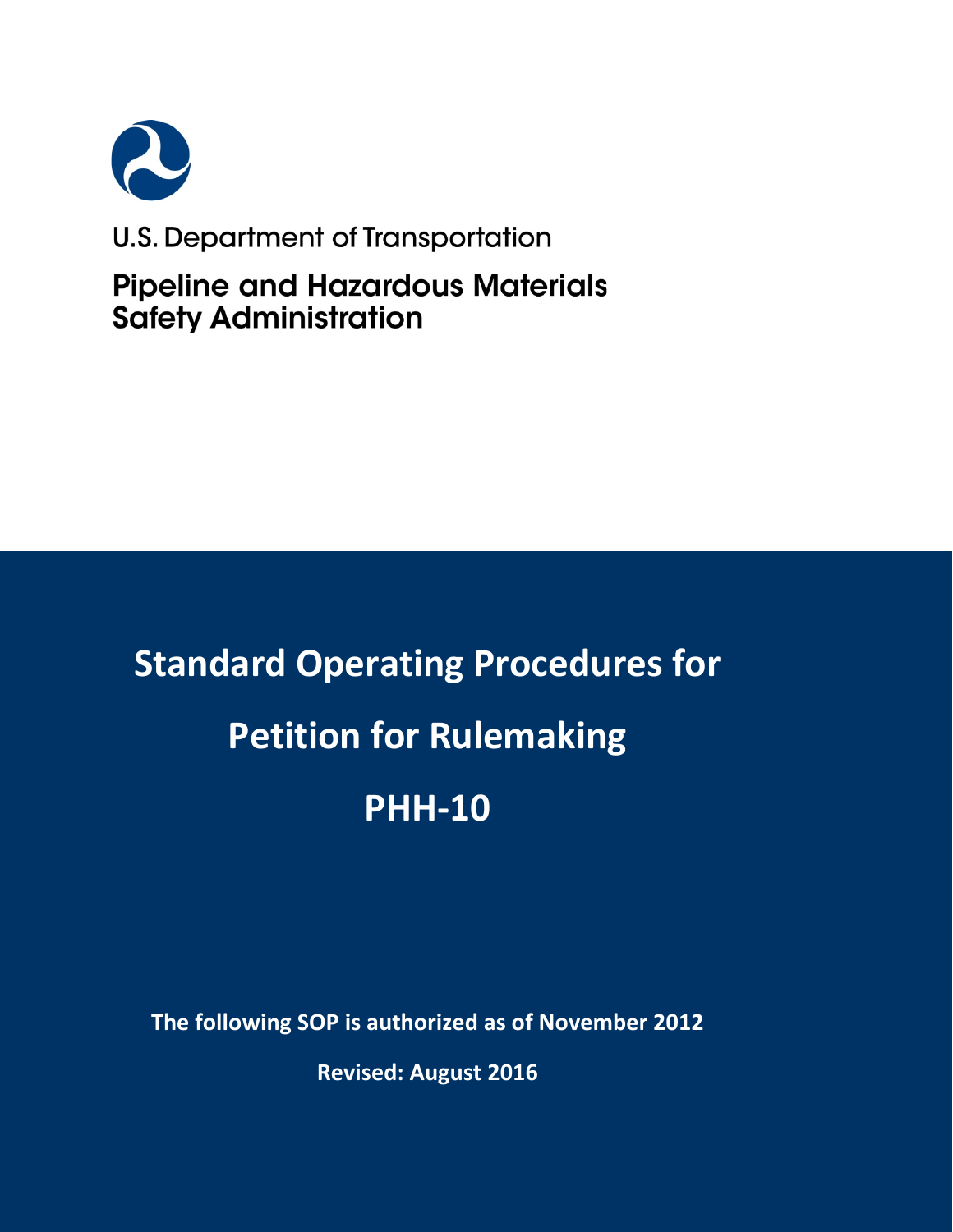U.S. Department of Transportation

**Pipeline and Hazardous Materials Safety Administration**

# Standard Operating Procedures for

# Petition for Rulemaking

# PHH-10

**The following SOP is authorized as of November 2012**

**Revised: August 2016**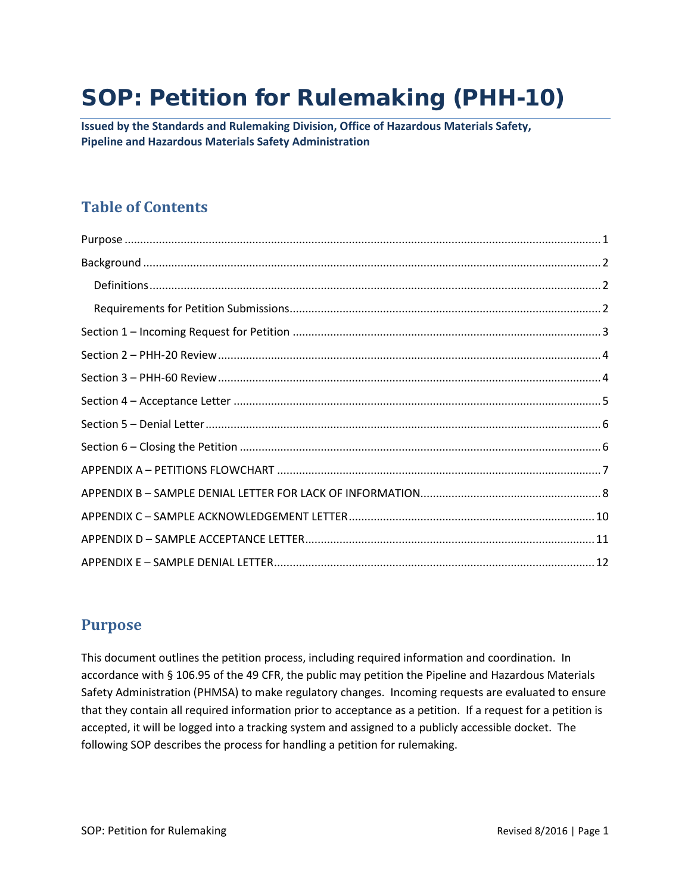# SOP: Petition for Rulemaking (PHH-10)

**Issued by the Standards and Rulemaking Division, Office of Hazardous Materials Safety, Pipeline and Hazardous Materials Safety Administration**

## Table of Contents

Purpose .......... 1

Background .......... 2

- Definitions .......... 2
- Requirements for Petition Submissions .......... 2

Section 1 – Incoming Request for Petition .......... 3

Section 2 – PHH-20 Review .......... 4

Section 3 – PHH-60 Review .......... 4

Section 4 – Acceptance Letter .......... 5

Section 5 – Denial Letter .......... 6

Section 6 – Closing the Petition .......... 6

APPENDIX A – PETITIONS FLOWCHART .......... 7

APPENDIX B – SAMPLE DENIAL LETTER FOR LACK OF INFORMATION .......... 8

APPENDIX C – SAMPLE ACKNOWLEDGEMENT LETTER .......... 10

APPENDIX D – SAMPLE ACCEPTANCE LETTER .......... 11

APPENDIX E – SAMPLE DENIAL LETTER .......... 12

## Purpose

This document outlines the petition process, including required information and coordination. In accordance with § 106.95 of the 49 CFR, the public may petition the Pipeline and Hazardous Materials Safety Administration (PHMSA) to make regulatory changes. Incoming requests are evaluated to ensure that they contain all required information prior to acceptance as a petition. If a request for a petition is accepted, it will be logged into a tracking system and assigned to a publicly accessible docket. The following SOP describes the process for handling a petition for rulemaking.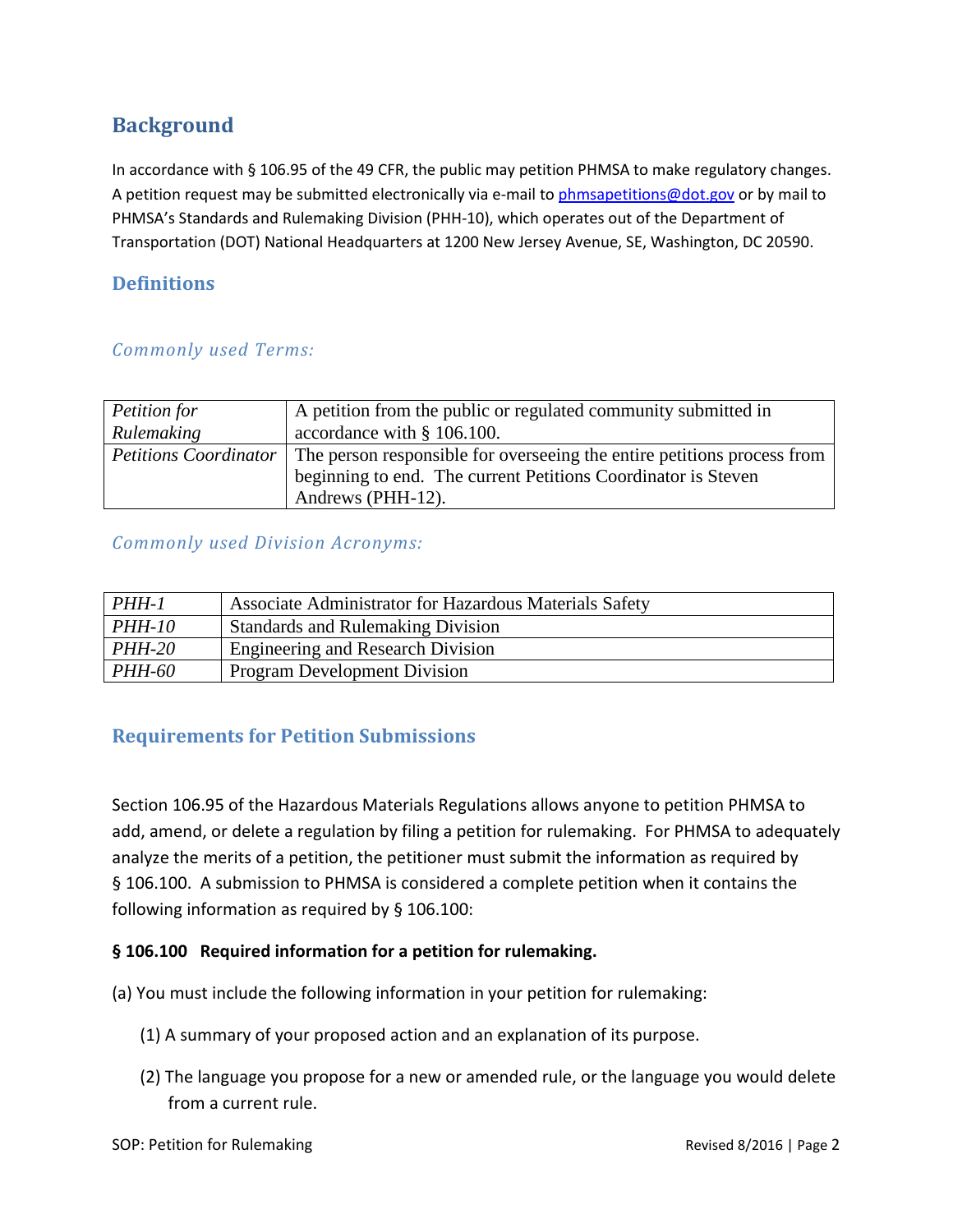## Background

In accordance with § 106.95 of the 49 CFR, the public may petition PHMSA to make regulatory changes. A petition request may be submitted electronically via e-mail to phmsapetitions@dot.gov or by mail to PHMSA's Standards and Rulemaking Division (PHH-10), which operates out of the Department of Transportation (DOT) National Headquarters at 1200 New Jersey Avenue, SE, Washington, DC 20590.

## Definitions

### *Commonly used Terms:*

| | |
|---|---|
| *Petition for Rulemaking* | A petition from the public or regulated community submitted in accordance with § 106.100. |
| *Petitions Coordinator* | The person responsible for overseeing the entire petitions process from beginning to end. The current Petitions Coordinator is Steven Andrews (PHH-12). |

### *Commonly used Division Acronyms:*

| | |
|---|---|
| *PHH-1* | Associate Administrator for Hazardous Materials Safety |
| *PHH-10* | Standards and Rulemaking Division |
| *PHH-20* | Engineering and Research Division |
| *PHH-60* | Program Development Division |

## Requirements for Petition Submissions

Section 106.95 of the Hazardous Materials Regulations allows anyone to petition PHMSA to add, amend, or delete a regulation by filing a petition for rulemaking. For PHMSA to adequately analyze the merits of a petition, the petitioner must submit the information as required by § 106.100. A submission to PHMSA is considered a complete petition when it contains the following information as required by § 106.100:

**§ 106.100 Required information for a petition for rulemaking.**

(a) You must include the following information in your petition for rulemaking:

(1) A summary of your proposed action and an explanation of its purpose.

(2) The language you propose for a new or amended rule, or the language you would delete from a current rule.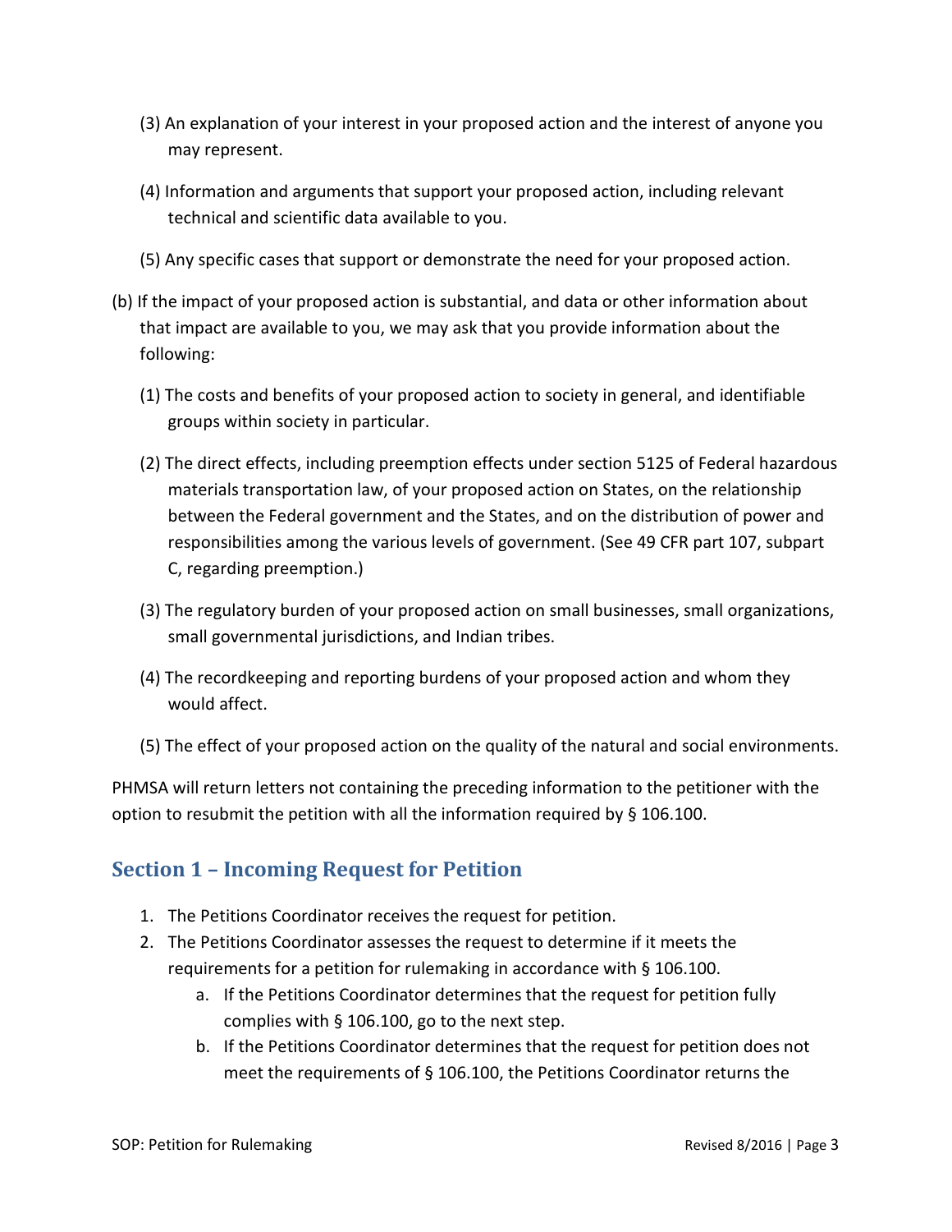(3) An explanation of your interest in your proposed action and the interest of anyone you may represent.

(4) Information and arguments that support your proposed action, including relevant technical and scientific data available to you.

(5) Any specific cases that support or demonstrate the need for your proposed action.

(b) If the impact of your proposed action is substantial, and data or other information about that impact are available to you, we may ask that you provide information about the following:

(1) The costs and benefits of your proposed action to society in general, and identifiable groups within society in particular.

(2) The direct effects, including preemption effects under section 5125 of Federal hazardous materials transportation law, of your proposed action on States, on the relationship between the Federal government and the States, and on the distribution of power and responsibilities among the various levels of government. (See 49 CFR part 107, subpart C, regarding preemption.)

(3) The regulatory burden of your proposed action on small businesses, small organizations, small governmental jurisdictions, and Indian tribes.

(4) The recordkeeping and reporting burdens of your proposed action and whom they would affect.

(5) The effect of your proposed action on the quality of the natural and social environments.

PHMSA will return letters not containing the preceding information to the petitioner with the option to resubmit the petition with all the information required by § 106.100.

## Section 1 – Incoming Request for Petition

1. The Petitions Coordinator receives the request for petition.
2. The Petitions Coordinator assesses the request to determine if it meets the requirements for a petition for rulemaking in accordance with § 106.100.
   a. If the Petitions Coordinator determines that the request for petition fully complies with § 106.100, go to the next step.
   b. If the Petitions Coordinator determines that the request for petition does not meet the requirements of § 106.100, the Petitions Coordinator returns the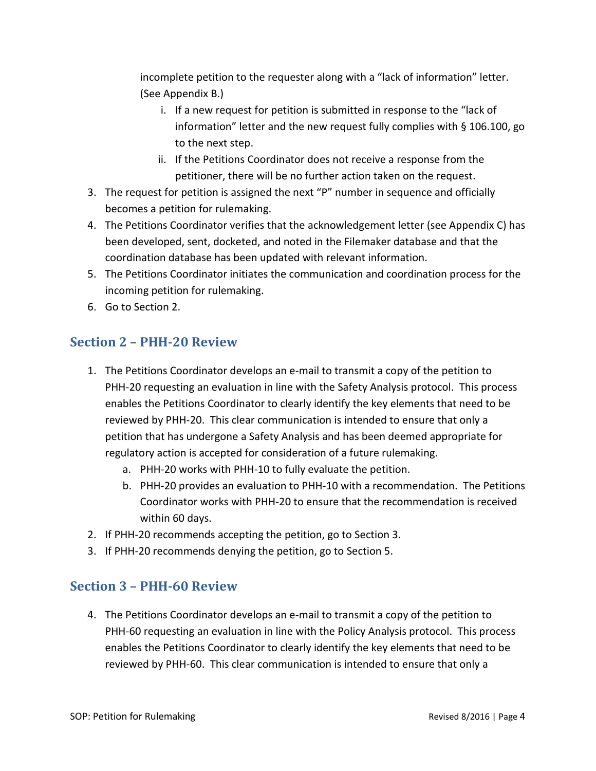incomplete petition to the requester along with a “lack of information” letter. (See Appendix B.)

   i. If a new request for petition is submitted in response to the “lack of information” letter and the new request fully complies with § 106.100, go to the next step.
   ii. If the Petitions Coordinator does not receive a response from the petitioner, there will be no further action taken on the request.

3. The request for petition is assigned the next “P” number in sequence and officially becomes a petition for rulemaking.
4. The Petitions Coordinator verifies that the acknowledgement letter (see Appendix C) has been developed, sent, docketed, and noted in the Filemaker database and that the coordination database has been updated with relevant information.
5. The Petitions Coordinator initiates the communication and coordination process for the incoming petition for rulemaking.
6. Go to Section 2.

## Section 2 – PHH-20 Review

1. The Petitions Coordinator develops an e-mail to transmit a copy of the petition to PHH-20 requesting an evaluation in line with the Safety Analysis protocol. This process enables the Petitions Coordinator to clearly identify the key elements that need to be reviewed by PHH-20. This clear communication is intended to ensure that only a petition that has undergone a Safety Analysis and has been deemed appropriate for regulatory action is accepted for consideration of a future rulemaking.
   a. PHH-20 works with PHH-10 to fully evaluate the petition.
   b. PHH-20 provides an evaluation to PHH-10 with a recommendation. The Petitions Coordinator works with PHH-20 to ensure that the recommendation is received within 60 days.
2. If PHH-20 recommends accepting the petition, go to Section 3.
3. If PHH-20 recommends denying the petition, go to Section 5.

## Section 3 – PHH-60 Review

4. The Petitions Coordinator develops an e-mail to transmit a copy of the petition to PHH-60 requesting an evaluation in line with the Policy Analysis protocol. This process enables the Petitions Coordinator to clearly identify the key elements that need to be reviewed by PHH-60. This clear communication is intended to ensure that only a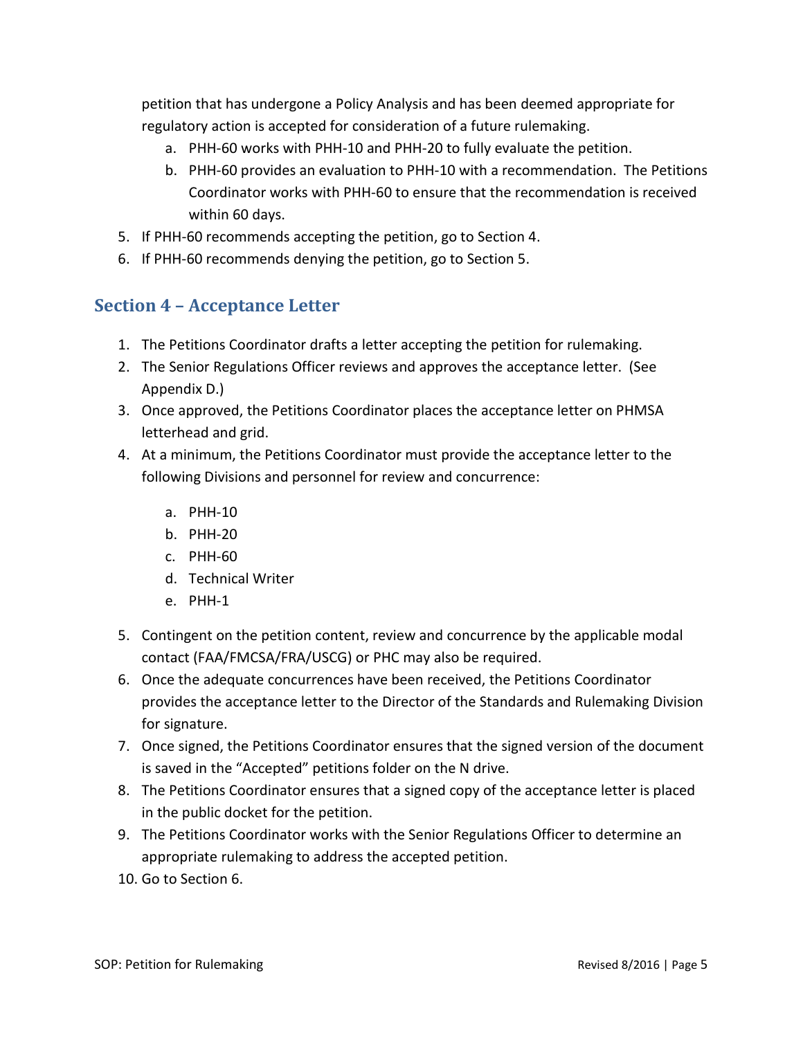petition that has undergone a Policy Analysis and has been deemed appropriate for regulatory action is accepted for consideration of a future rulemaking.

   a. PHH-60 works with PHH-10 and PHH-20 to fully evaluate the petition.
   b. PHH-60 provides an evaluation to PHH-10 with a recommendation. The Petitions Coordinator works with PHH-60 to ensure that the recommendation is received within 60 days.

5. If PHH-60 recommends accepting the petition, go to Section 4.
6. If PHH-60 recommends denying the petition, go to Section 5.

## Section 4 – Acceptance Letter

1. The Petitions Coordinator drafts a letter accepting the petition for rulemaking.
2. The Senior Regulations Officer reviews and approves the acceptance letter. (See Appendix D.)
3. Once approved, the Petitions Coordinator places the acceptance letter on PHMSA letterhead and grid.
4. At a minimum, the Petitions Coordinator must provide the acceptance letter to the following Divisions and personnel for review and concurrence:
   a. PHH-10
   b. PHH-20
   c. PHH-60
   d. Technical Writer
   e. PHH-1
5. Contingent on the petition content, review and concurrence by the applicable modal contact (FAA/FMCSA/FRA/USCG) or PHC may also be required.
6. Once the adequate concurrences have been received, the Petitions Coordinator provides the acceptance letter to the Director of the Standards and Rulemaking Division for signature.
7. Once signed, the Petitions Coordinator ensures that the signed version of the document is saved in the "Accepted" petitions folder on the N drive.
8. The Petitions Coordinator ensures that a signed copy of the acceptance letter is placed in the public docket for the petition.
9. The Petitions Coordinator works with the Senior Regulations Officer to determine an appropriate rulemaking to address the accepted petition.
10. Go to Section 6.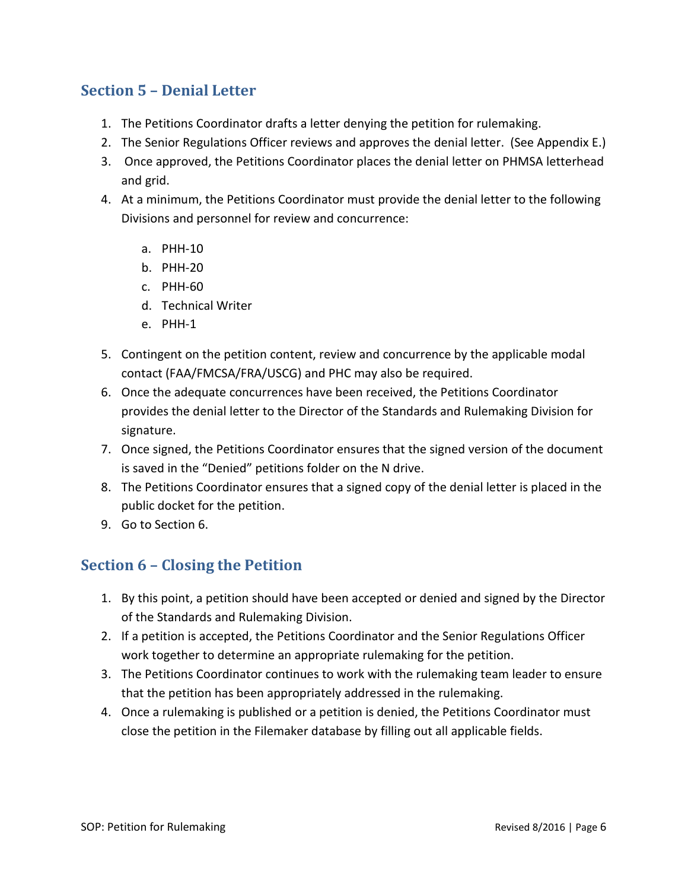## Section 5 – Denial Letter

1. The Petitions Coordinator drafts a letter denying the petition for rulemaking.
2. The Senior Regulations Officer reviews and approves the denial letter. (See Appendix E.)
3. Once approved, the Petitions Coordinator places the denial letter on PHMSA letterhead and grid.
4. At a minimum, the Petitions Coordinator must provide the denial letter to the following Divisions and personnel for review and concurrence:
   a. PHH-10
   b. PHH-20
   c. PHH-60
   d. Technical Writer
   e. PHH-1
5. Contingent on the petition content, review and concurrence by the applicable modal contact (FAA/FMCSA/FRA/USCG) and PHC may also be required.
6. Once the adequate concurrences have been received, the Petitions Coordinator provides the denial letter to the Director of the Standards and Rulemaking Division for signature.
7. Once signed, the Petitions Coordinator ensures that the signed version of the document is saved in the "Denied" petitions folder on the N drive.
8. The Petitions Coordinator ensures that a signed copy of the denial letter is placed in the public docket for the petition.
9. Go to Section 6.

## Section 6 – Closing the Petition

1. By this point, a petition should have been accepted or denied and signed by the Director of the Standards and Rulemaking Division.
2. If a petition is accepted, the Petitions Coordinator and the Senior Regulations Officer work together to determine an appropriate rulemaking for the petition.
3. The Petitions Coordinator continues to work with the rulemaking team leader to ensure that the petition has been appropriately addressed in the rulemaking.
4. Once a rulemaking is published or a petition is denied, the Petitions Coordinator must close the petition in the Filemaker database by filling out all applicable fields.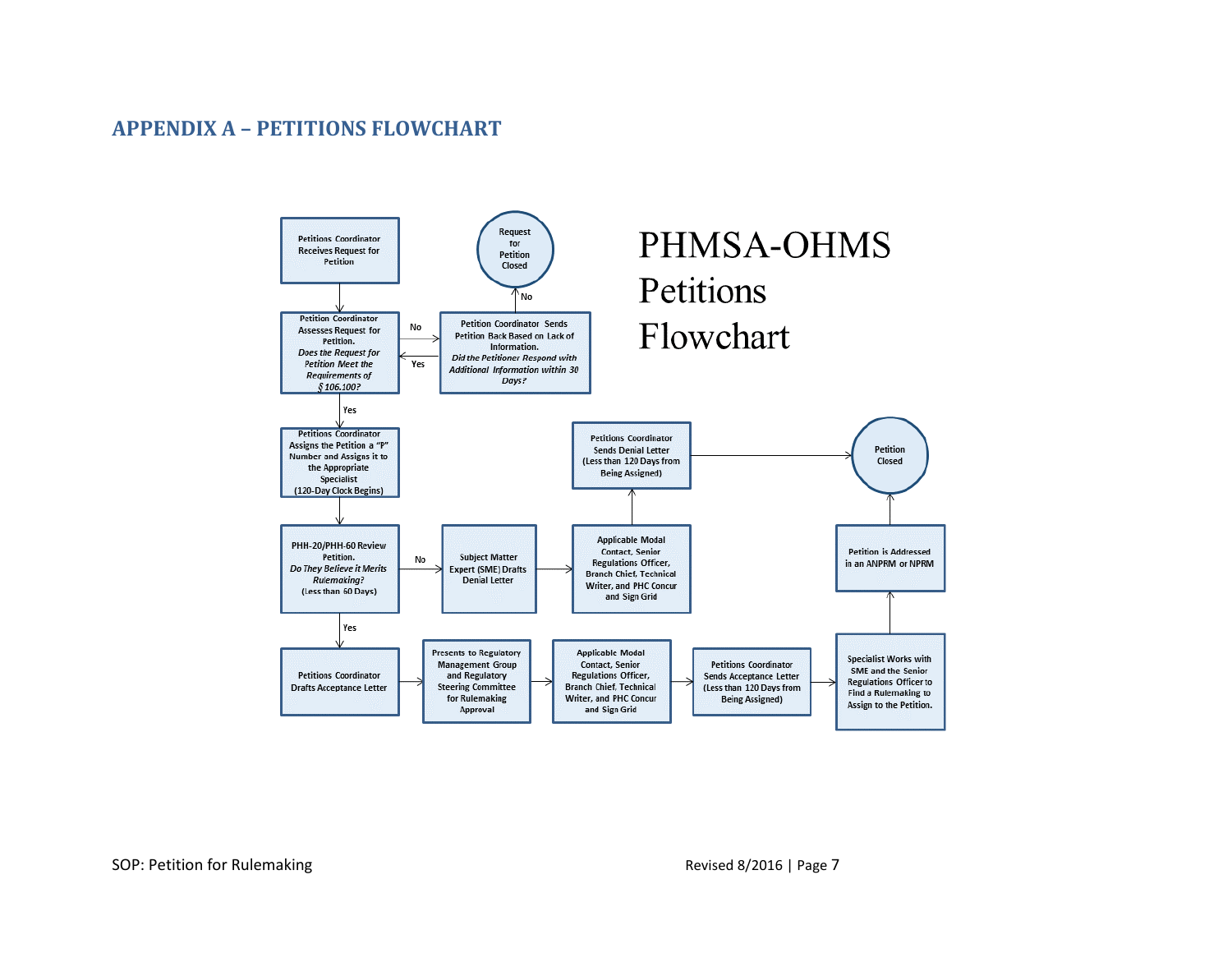## APPENDIX A – PETITIONS FLOWCHART

PHMSA-OHMS Petitions Flowchart

Petitions Coordinator Receives Request for Petition

Petition Coordinator Assesses Request for Petition. *Does the Request for Petition Meet the Requirements of § 106.100?*

No → Petition Coordinator Sends Petition Back Based on Lack of Information. *Did the Petitioner Respond with Additional Information within 30 Days?*

No → Request for Petition Closed

Yes → (back to Petition Coordinator Assesses Request for Petition)

Yes → Petitions Coordinator Assigns the Petition a "P" Number and Assigns it to the Appropriate Specialist (120-Day Clock Begins)

PHH-20/PHH-60 Review Petition. *Do They Believe it Merits Rulemaking?* (Less than 60 Days)

No → Subject Matter Expert (SME) Drafts Denial Letter → Applicable Modal Contact, Senior Regulations Officer, Branch Chief, Technical Writer, and PHC Concur and Sign Grid → Petitions Coordinator Sends Denial Letter (Less than 120 Days from Being Assigned) → Petition Closed

Yes → Petitions Coordinator Drafts Acceptance Letter → Presents to Regulatory Management Group and Regulatory Steering Committee for Rulemaking Approval → Applicable Modal Contact, Senior Regulations Officer, Branch Chief, Technical Writer, and PHC Concur and Sign Grid → Petitions Coordinator Sends Acceptance Letter (Less than 120 Days from Being Assigned) → Specialist Works with SME and the Senior Regulations Officer to Find a Rulemaking to Assign to the Petition. → Petition is Addressed in an ANPRM or NPRM → Petition Closed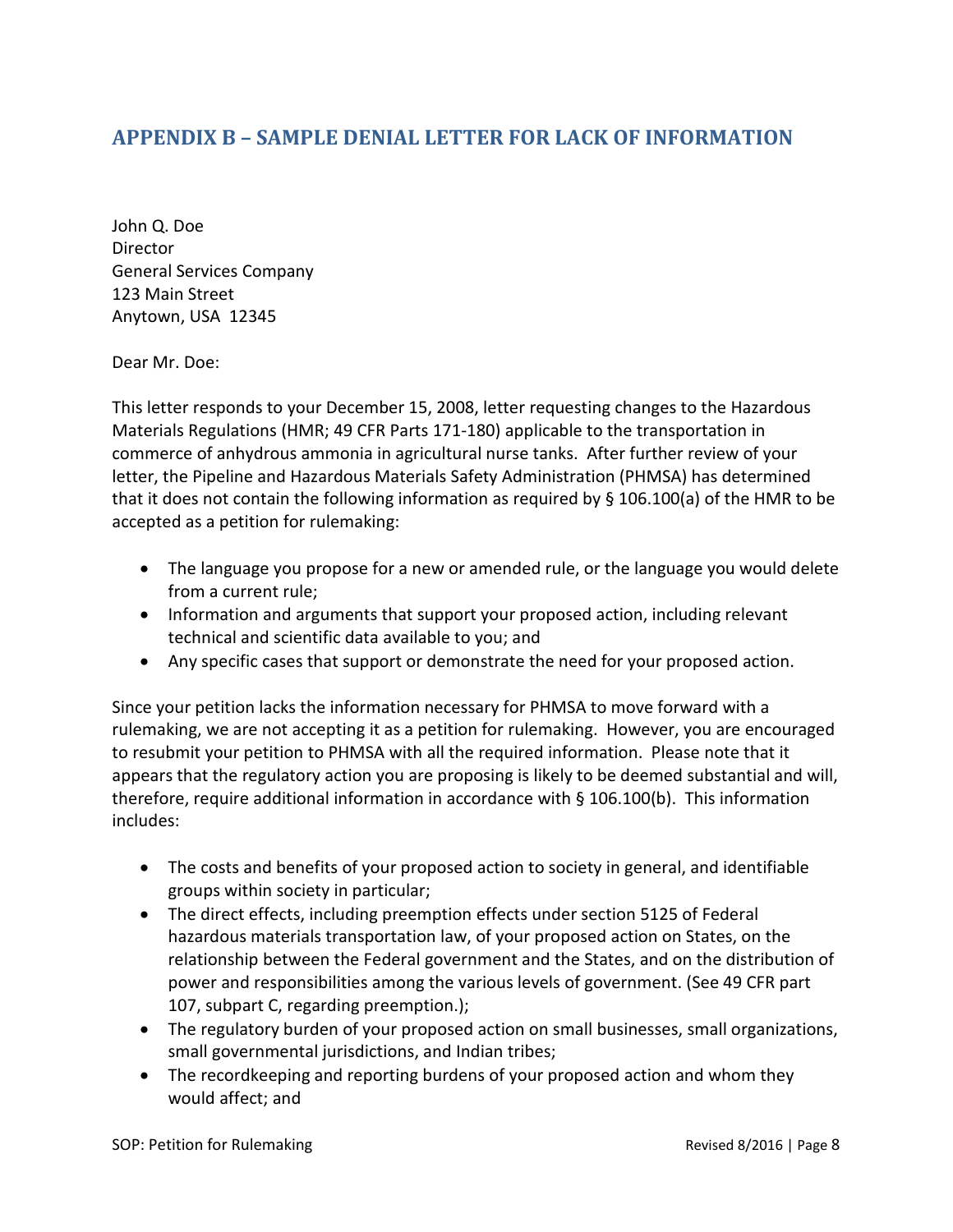## APPENDIX B – SAMPLE DENIAL LETTER FOR LACK OF INFORMATION

John Q. Doe
Director
General Services Company
123 Main Street
Anytown, USA 12345

Dear Mr. Doe:

This letter responds to your December 15, 2008, letter requesting changes to the Hazardous Materials Regulations (HMR; 49 CFR Parts 171-180) applicable to the transportation in commerce of anhydrous ammonia in agricultural nurse tanks. After further review of your letter, the Pipeline and Hazardous Materials Safety Administration (PHMSA) has determined that it does not contain the following information as required by § 106.100(a) of the HMR to be accepted as a petition for rulemaking:

- The language you propose for a new or amended rule, or the language you would delete from a current rule;
- Information and arguments that support your proposed action, including relevant technical and scientific data available to you; and
- Any specific cases that support or demonstrate the need for your proposed action.

Since your petition lacks the information necessary for PHMSA to move forward with a rulemaking, we are not accepting it as a petition for rulemaking. However, you are encouraged to resubmit your petition to PHMSA with all the required information. Please note that it appears that the regulatory action you are proposing is likely to be deemed substantial and will, therefore, require additional information in accordance with § 106.100(b). This information includes:

- The costs and benefits of your proposed action to society in general, and identifiable groups within society in particular;
- The direct effects, including preemption effects under section 5125 of Federal hazardous materials transportation law, of your proposed action on States, on the relationship between the Federal government and the States, and on the distribution of power and responsibilities among the various levels of government. (See 49 CFR part 107, subpart C, regarding preemption.);
- The regulatory burden of your proposed action on small businesses, small organizations, small governmental jurisdictions, and Indian tribes;
- The recordkeeping and reporting burdens of your proposed action and whom they would affect; and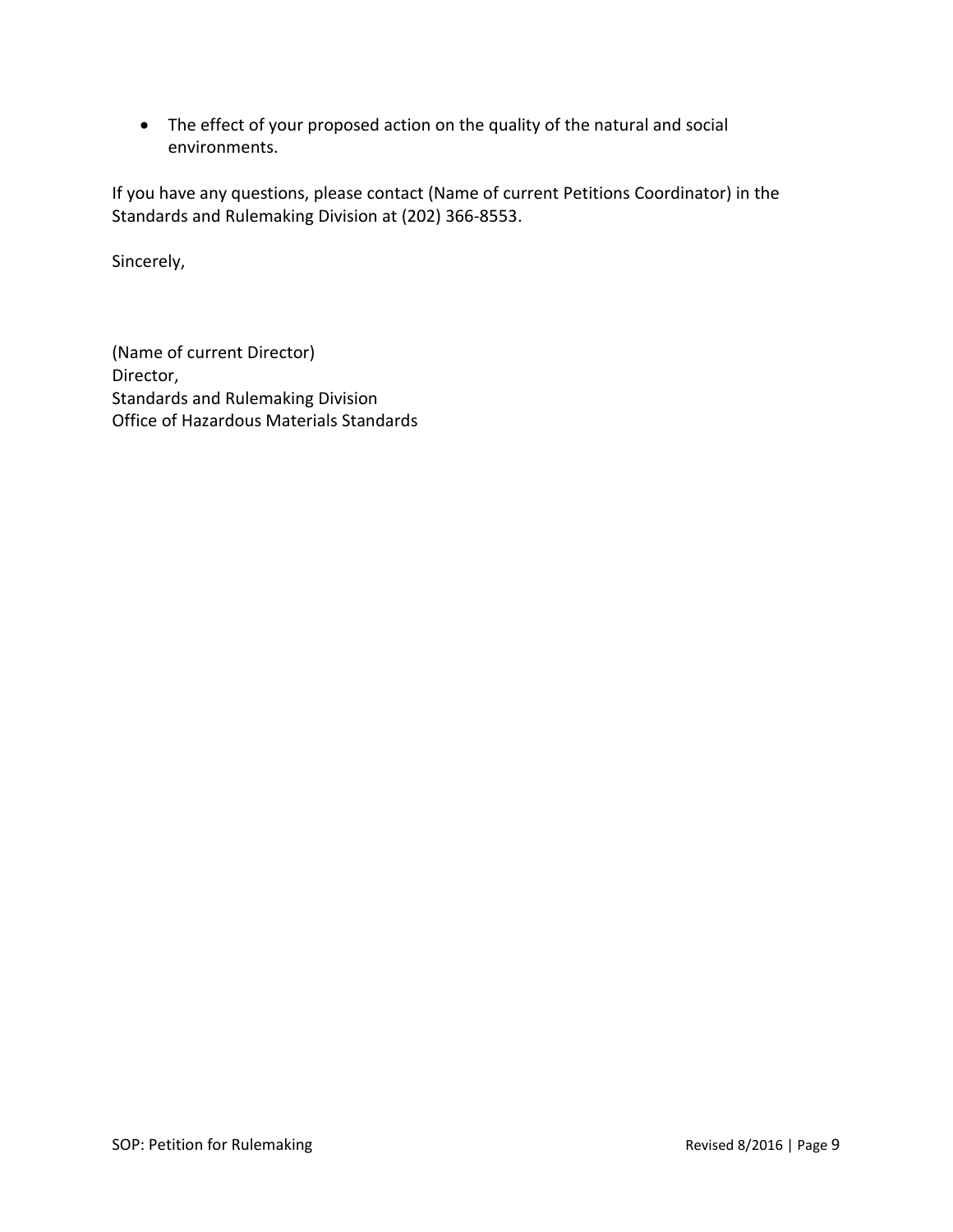- The effect of your proposed action on the quality of the natural and social environments.

If you have any questions, please contact (Name of current Petitions Coordinator) in the Standards and Rulemaking Division at (202) 366-8553.

Sincerely,

(Name of current Director)
Director,
Standards and Rulemaking Division
Office of Hazardous Materials Standards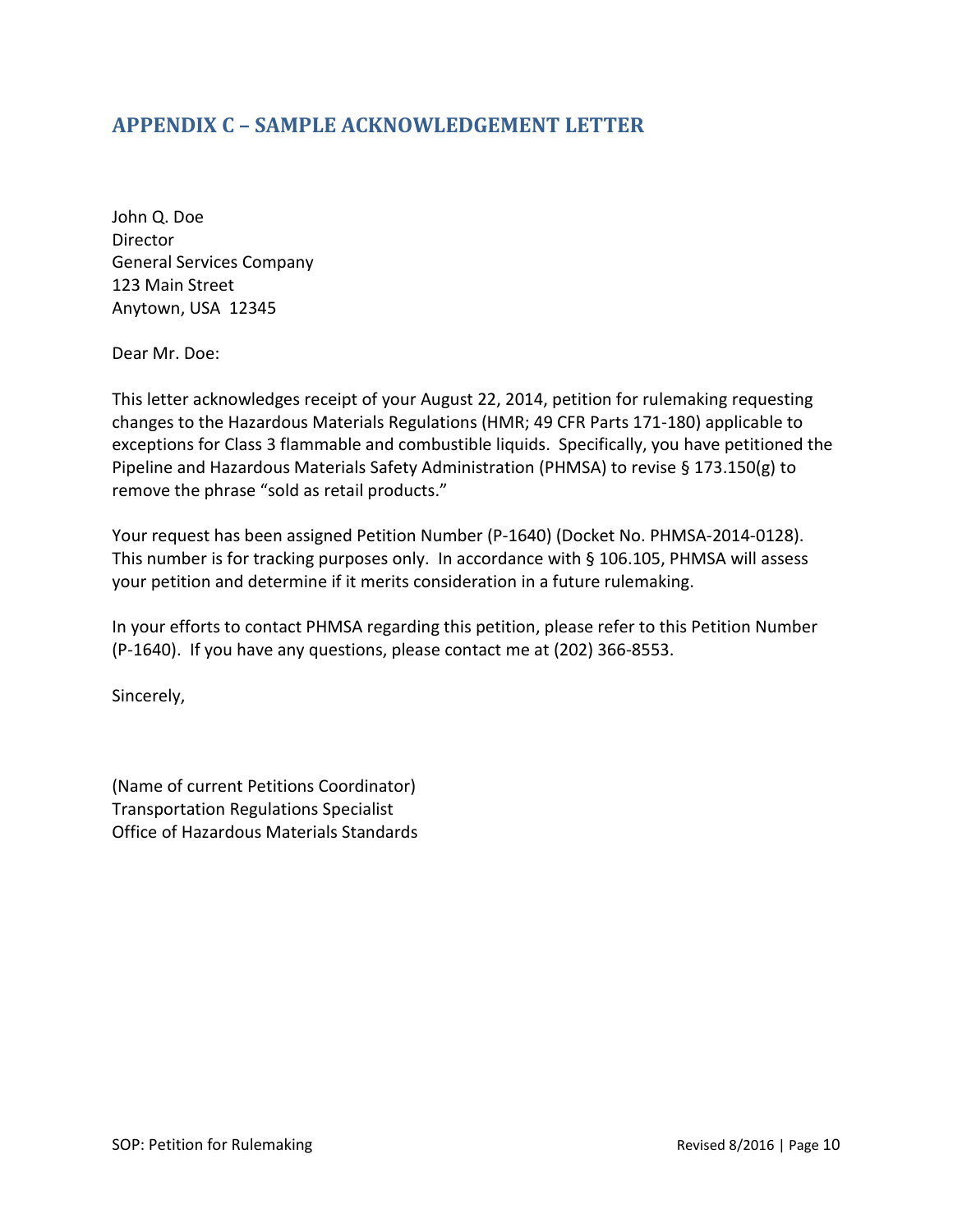## APPENDIX C – SAMPLE ACKNOWLEDGEMENT LETTER

John Q. Doe
Director
General Services Company
123 Main Street
Anytown, USA 12345

Dear Mr. Doe:

This letter acknowledges receipt of your August 22, 2014, petition for rulemaking requesting changes to the Hazardous Materials Regulations (HMR; 49 CFR Parts 171-180) applicable to exceptions for Class 3 flammable and combustible liquids. Specifically, you have petitioned the Pipeline and Hazardous Materials Safety Administration (PHMSA) to revise § 173.150(g) to remove the phrase "sold as retail products."

Your request has been assigned Petition Number (P-1640) (Docket No. PHMSA-2014-0128). This number is for tracking purposes only. In accordance with § 106.105, PHMSA will assess your petition and determine if it merits consideration in a future rulemaking.

In your efforts to contact PHMSA regarding this petition, please refer to this Petition Number (P-1640). If you have any questions, please contact me at (202) 366-8553.

Sincerely,

(Name of current Petitions Coordinator)
Transportation Regulations Specialist
Office of Hazardous Materials Standards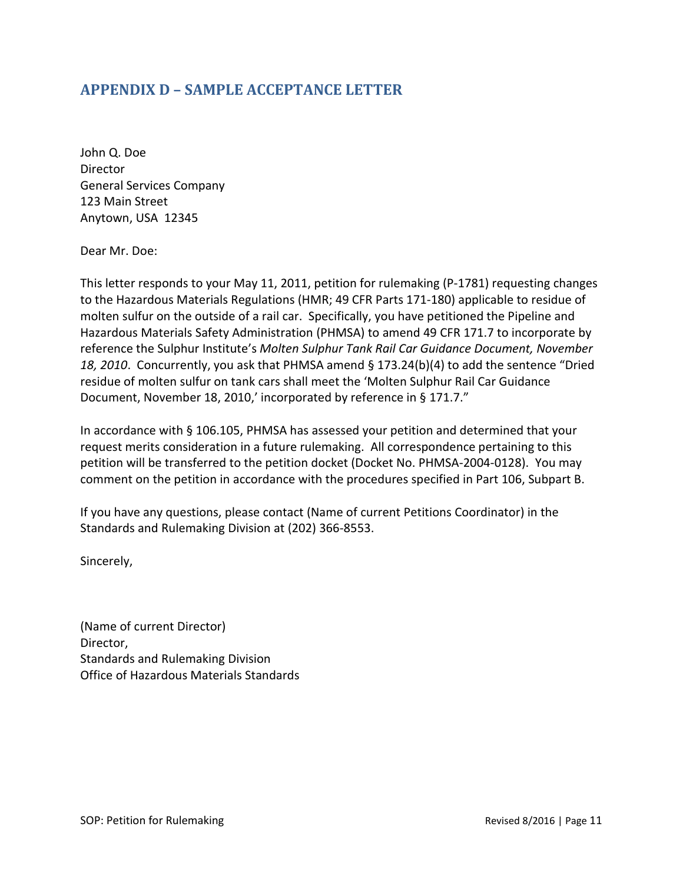## APPENDIX D – SAMPLE ACCEPTANCE LETTER

John Q. Doe
Director
General Services Company
123 Main Street
Anytown, USA 12345

Dear Mr. Doe:

This letter responds to your May 11, 2011, petition for rulemaking (P-1781) requesting changes to the Hazardous Materials Regulations (HMR; 49 CFR Parts 171-180) applicable to residue of molten sulfur on the outside of a rail car. Specifically, you have petitioned the Pipeline and Hazardous Materials Safety Administration (PHMSA) to amend 49 CFR 171.7 to incorporate by reference the Sulphur Institute's *Molten Sulphur Tank Rail Car Guidance Document, November 18, 2010*. Concurrently, you ask that PHMSA amend § 173.24(b)(4) to add the sentence "Dried residue of molten sulfur on tank cars shall meet the 'Molten Sulphur Rail Car Guidance Document, November 18, 2010,' incorporated by reference in § 171.7."

In accordance with § 106.105, PHMSA has assessed your petition and determined that your request merits consideration in a future rulemaking. All correspondence pertaining to this petition will be transferred to the petition docket (Docket No. PHMSA-2004-0128). You may comment on the petition in accordance with the procedures specified in Part 106, Subpart B.

If you have any questions, please contact (Name of current Petitions Coordinator) in the Standards and Rulemaking Division at (202) 366-8553.

Sincerely,

(Name of current Director)
Director,
Standards and Rulemaking Division
Office of Hazardous Materials Standards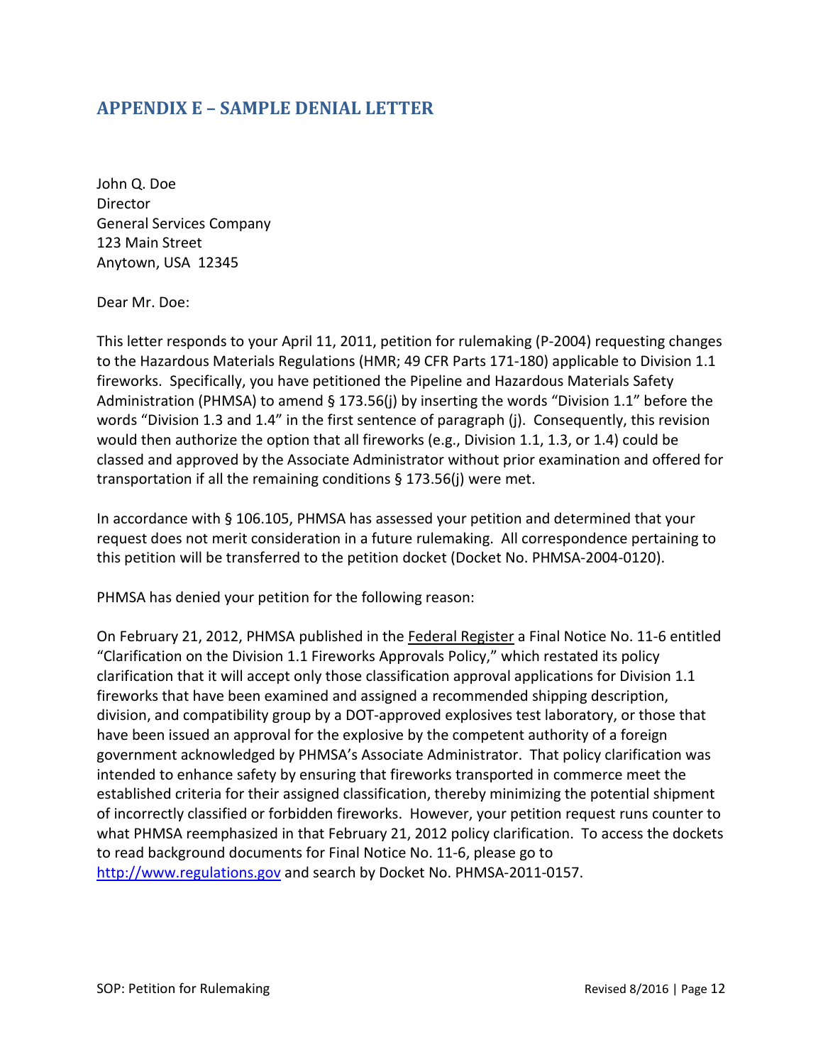## APPENDIX E – SAMPLE DENIAL LETTER

John Q. Doe
Director
General Services Company
123 Main Street
Anytown, USA 12345

Dear Mr. Doe:

This letter responds to your April 11, 2011, petition for rulemaking (P-2004) requesting changes to the Hazardous Materials Regulations (HMR; 49 CFR Parts 171-180) applicable to Division 1.1 fireworks. Specifically, you have petitioned the Pipeline and Hazardous Materials Safety Administration (PHMSA) to amend § 173.56(j) by inserting the words "Division 1.1" before the words "Division 1.3 and 1.4" in the first sentence of paragraph (j). Consequently, this revision would then authorize the option that all fireworks (e.g., Division 1.1, 1.3, or 1.4) could be classed and approved by the Associate Administrator without prior examination and offered for transportation if all the remaining conditions § 173.56(j) were met.

In accordance with § 106.105, PHMSA has assessed your petition and determined that your request does not merit consideration in a future rulemaking. All correspondence pertaining to this petition will be transferred to the petition docket (Docket No. PHMSA-2004-0120).

PHMSA has denied your petition for the following reason:

On February 21, 2012, PHMSA published in the Federal Register a Final Notice No. 11-6 entitled "Clarification on the Division 1.1 Fireworks Approvals Policy," which restated its policy clarification that it will accept only those classification approval applications for Division 1.1 fireworks that have been examined and assigned a recommended shipping description, division, and compatibility group by a DOT-approved explosives test laboratory, or those that have been issued an approval for the explosive by the competent authority of a foreign government acknowledged by PHMSA's Associate Administrator. That policy clarification was intended to enhance safety by ensuring that fireworks transported in commerce meet the established criteria for their assigned classification, thereby minimizing the potential shipment of incorrectly classified or forbidden fireworks. However, your petition request runs counter to what PHMSA reemphasized in that February 21, 2012 policy clarification. To access the dockets to read background documents for Final Notice No. 11-6, please go to http://www.regulations.gov and search by Docket No. PHMSA-2011-0157.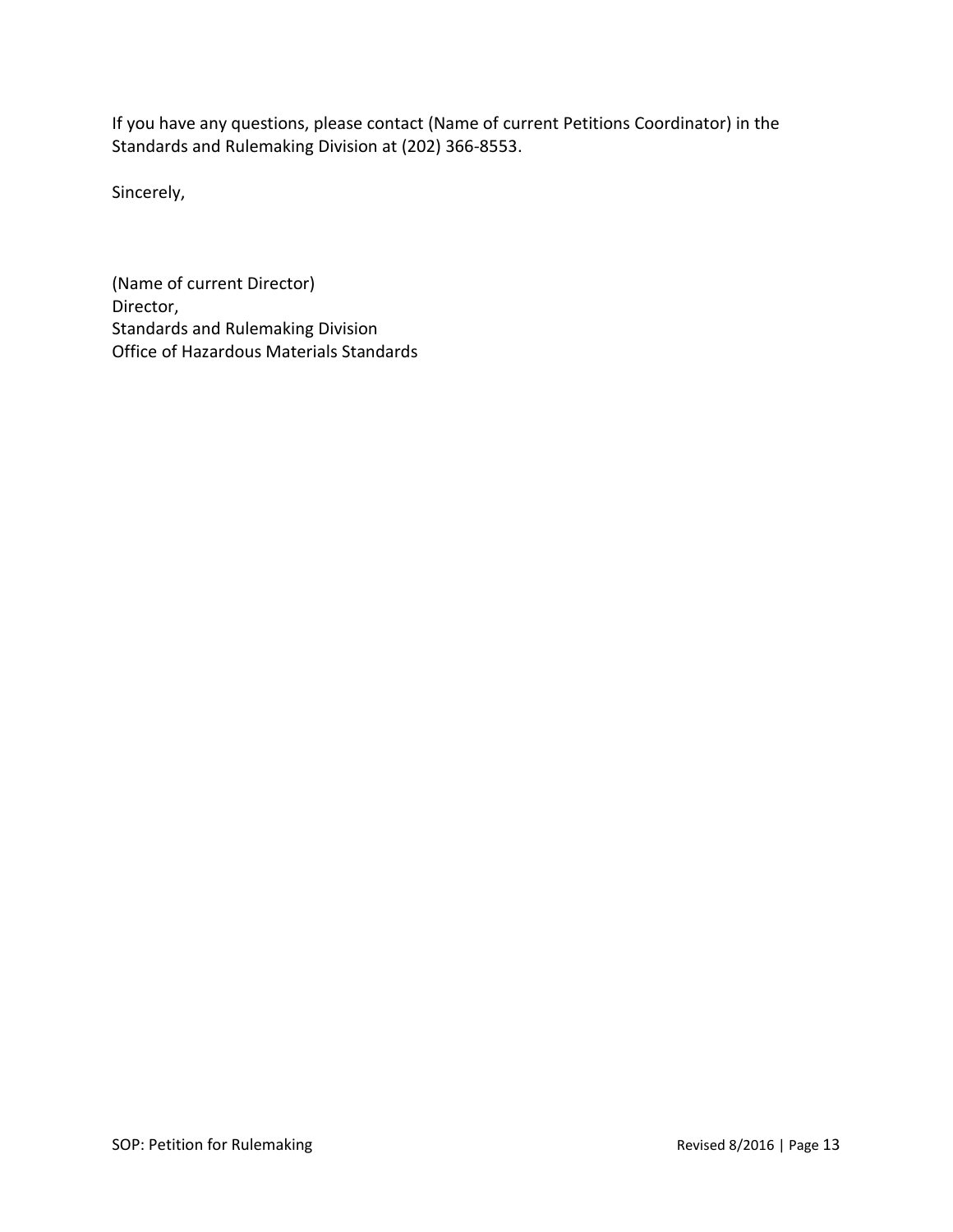If you have any questions, please contact (Name of current Petitions Coordinator) in the Standards and Rulemaking Division at (202) 366-8553.

Sincerely,

(Name of current Director)  
Director,  
Standards and Rulemaking Division  
Office of Hazardous Materials Standards